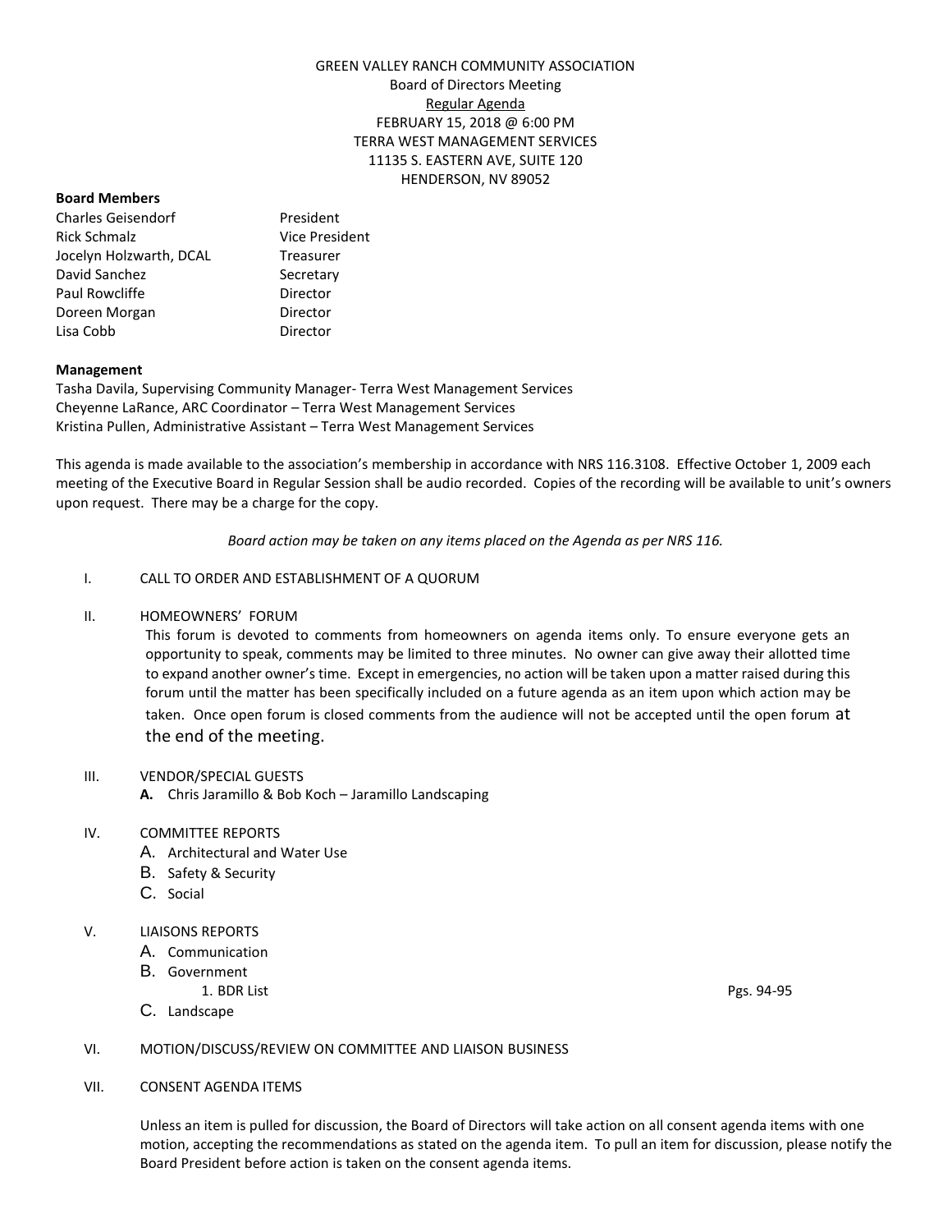GREEN VALLEY RANCH COMMUNITY ASSOCIATION
Board of Directors Meeting
Regular Agenda
FEBRUARY 15, 2018 @ 6:00 PM
TERRA WEST MANAGEMENT SERVICES
11135 S. EASTERN AVE, SUITE 120
HENDERSON, NV 89052

**Board Members**

| | |
|---|---|
| Charles Geisendorf | President |
| Rick Schmalz | Vice President |
| Jocelyn Holzwarth, DCAL | Treasurer |
| David Sanchez | Secretary |
| Paul Rowcliffe | Director |
| Doreen Morgan | Director |
| Lisa Cobb | Director |

**Management**

Tasha Davila, Supervising Community Manager- Terra West Management Services
Cheyenne LaRance, ARC Coordinator – Terra West Management Services
Kristina Pullen, Administrative Assistant – Terra West Management Services

This agenda is made available to the association's membership in accordance with NRS 116.3108. Effective October 1, 2009 each meeting of the Executive Board in Regular Session shall be audio recorded. Copies of the recording will be available to unit's owners upon request. There may be a charge for the copy.

*Board action may be taken on any items placed on the Agenda as per NRS 116.*

I. CALL TO ORDER AND ESTABLISHMENT OF A QUORUM

II. HOMEOWNERS' FORUM

This forum is devoted to comments from homeowners on agenda items only. To ensure everyone gets an opportunity to speak, comments may be limited to three minutes. No owner can give away their allotted time to expand another owner's time. Except in emergencies, no action will be taken upon a matter raised during this forum until the matter has been specifically included on a future agenda as an item upon which action may be taken. Once open forum is closed comments from the audience will not be accepted until the open forum at the end of the meeting.

III. VENDOR/SPECIAL GUESTS
   - **A.** Chris Jaramillo & Bob Koch – Jaramillo Landscaping

IV. COMMITTEE REPORTS
   - A. Architectural and Water Use
   - B. Safety & Security
   - C. Social

V. LIAISONS REPORTS
   - A. Communication
   - B. Government
     1. BDR List — Pgs. 94-95
   - C. Landscape

VI. MOTION/DISCUSS/REVIEW ON COMMITTEE AND LIAISON BUSINESS

VII. CONSENT AGENDA ITEMS

Unless an item is pulled for discussion, the Board of Directors will take action on all consent agenda items with one motion, accepting the recommendations as stated on the agenda item. To pull an item for discussion, please notify the Board President before action is taken on the consent agenda items.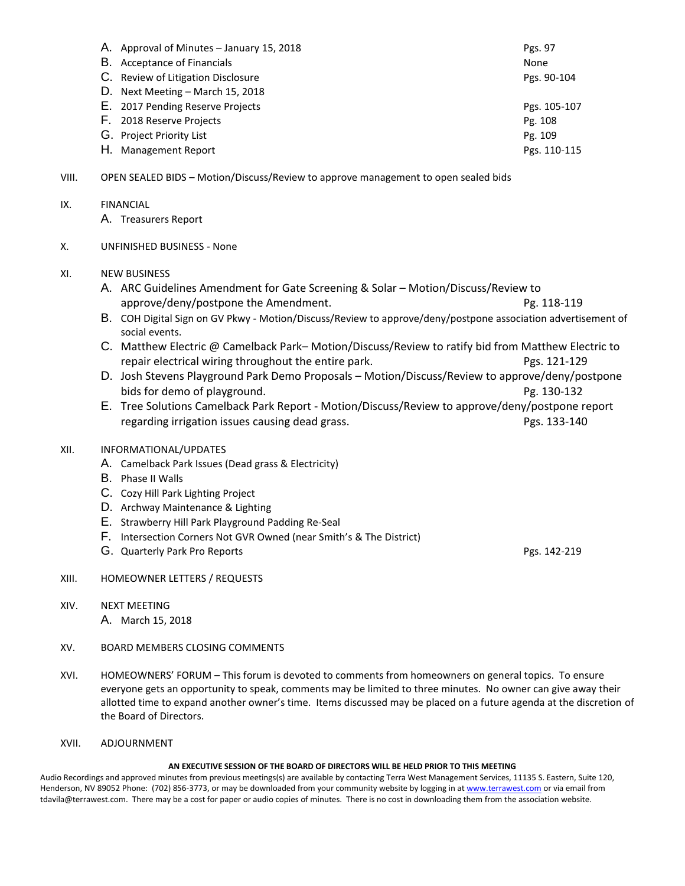A. Approval of Minutes – January 15, 2018 — Pgs. 97
B. Acceptance of Financials — None
C. Review of Litigation Disclosure — Pgs. 90-104
D. Next Meeting – March 15, 2018
E. 2017 Pending Reserve Projects — Pgs. 105-107
F. 2018 Reserve Projects — Pg. 108
G. Project Priority List — Pg. 109
H. Management Report — Pgs. 110-115

VIII. OPEN SEALED BIDS – Motion/Discuss/Review to approve management to open sealed bids

IX. FINANCIAL

A. Treasurers Report

X. UNFINISHED BUSINESS - None

XI. NEW BUSINESS

A. ARC Guidelines Amendment for Gate Screening & Solar – Motion/Discuss/Review to approve/deny/postpone the Amendment. — Pg. 118-119
B. COH Digital Sign on GV Pkwy - Motion/Discuss/Review to approve/deny/postpone association advertisement of social events.
C. Matthew Electric @ Camelback Park– Motion/Discuss/Review to ratify bid from Matthew Electric to repair electrical wiring throughout the entire park. — Pgs. 121-129
D. Josh Stevens Playground Park Demo Proposals – Motion/Discuss/Review to approve/deny/postpone bids for demo of playground. — Pg. 130-132
E. Tree Solutions Camelback Park Report - Motion/Discuss/Review to approve/deny/postpone report regarding irrigation issues causing dead grass. — Pgs. 133-140

XII. INFORMATIONAL/UPDATES

A. Camelback Park Issues (Dead grass & Electricity)
B. Phase II Walls
C. Cozy Hill Park Lighting Project
D. Archway Maintenance & Lighting
E. Strawberry Hill Park Playground Padding Re-Seal
F. Intersection Corners Not GVR Owned (near Smith's & The District)
G. Quarterly Park Pro Reports — Pgs. 142-219

XIII. HOMEOWNER LETTERS / REQUESTS

XIV. NEXT MEETING

A. March 15, 2018

XV. BOARD MEMBERS CLOSING COMMENTS

XVI. HOMEOWNERS' FORUM – This forum is devoted to comments from homeowners on general topics. To ensure everyone gets an opportunity to speak, comments may be limited to three minutes. No owner can give away their allotted time to expand another owner's time. Items discussed may be placed on a future agenda at the discretion of the Board of Directors.

XVII. ADJOURNMENT

**AN EXECUTIVE SESSION OF THE BOARD OF DIRECTORS WILL BE HELD PRIOR TO THIS MEETING**

Audio Recordings and approved minutes from previous meetings(s) are available by contacting Terra West Management Services, 11135 S. Eastern, Suite 120, Henderson, NV 89052 Phone: (702) 856-3773, or may be downloaded from your community website by logging in at www.terrawest.com or via email from tdavila@terrawest.com. There may be a cost for paper or audio copies of minutes. There is no cost in downloading them from the association website.